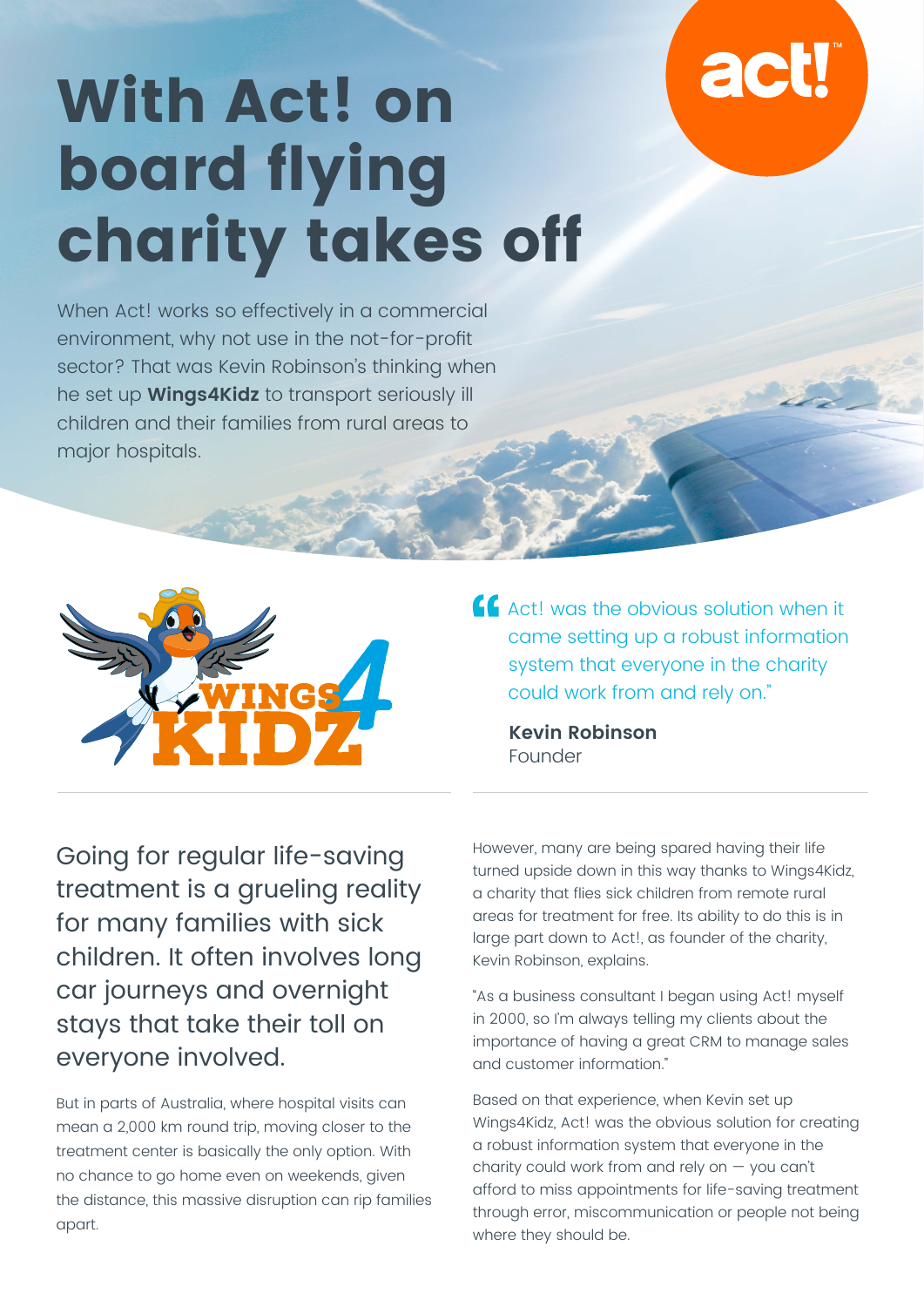# With Act! on board flying charity takes off

When Act! works so effectively in a commercial environment, why not use in the not-for-profit sector? That was Kevin Robinson's thinking when he set up **Wings4Kidz** to transport seriously ill children and their families from rural areas to major hospitals.

> "Act! was the obvious solution when it came setting up a robust information system that everyone in the charity could work from and rely on."
>
> **Kevin Robinson**
> Founder

Going for regular life-saving treatment is a grueling reality for many families with sick children. It often involves long car journeys and overnight stays that take their toll on everyone involved.

But in parts of Australia, where hospital visits can mean a 2,000 km round trip, moving closer to the treatment center is basically the only option. With no chance to go home even on weekends, given the distance, this massive disruption can rip families apart.

However, many are being spared having their life turned upside down in this way thanks to Wings4Kidz, a charity that flies sick children from remote rural areas for treatment for free. Its ability to do this is in large part down to Act!, as founder of the charity, Kevin Robinson, explains.

"As a business consultant I began using Act! myself in 2000, so I'm always telling my clients about the importance of having a great CRM to manage sales and customer information."

Based on that experience, when Kevin set up Wings4Kidz, Act! was the obvious solution for creating a robust information system that everyone in the charity could work from and rely on — you can't afford to miss appointments for life-saving treatment through error, miscommunication or people not being where they should be.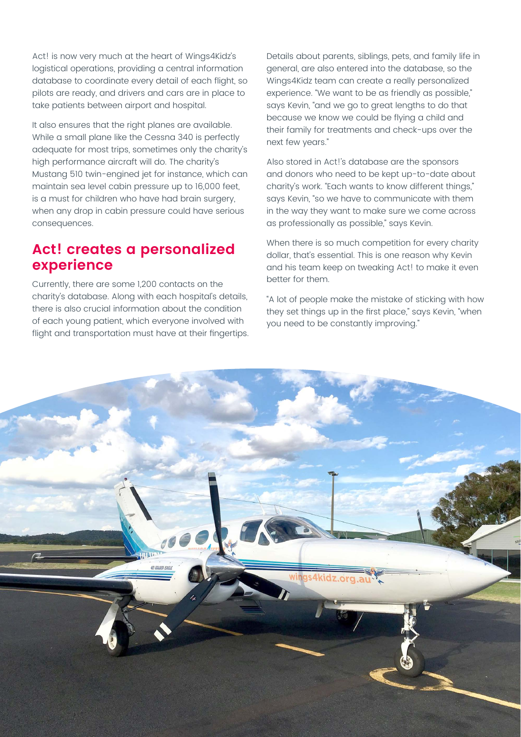Act! is now very much at the heart of Wings4Kidz's logistical operations, providing a central information database to coordinate every detail of each flight, so pilots are ready, and drivers and cars are in place to take patients between airport and hospital.

It also ensures that the right planes are available. While a small plane like the Cessna 340 is perfectly adequate for most trips, sometimes only the charity's high performance aircraft will do. The charity's Mustang 510 twin-engined jet for instance, which can maintain sea level cabin pressure up to 16,000 feet, is a must for children who have had brain surgery, when any drop in cabin pressure could have serious consequences.

## Act! creates a personalized experience

Currently, there are some 1,200 contacts on the charity's database. Along with each hospital's details, there is also crucial information about the condition of each young patient, which everyone involved with flight and transportation must have at their fingertips.

Details about parents, siblings, pets, and family life in general, are also entered into the database, so the Wings4Kidz team can create a really personalized experience. "We want to be as friendly as possible," says Kevin, "and we go to great lengths to do that because we know we could be flying a child and their family for treatments and check-ups over the next few years."

Also stored in Act!'s database are the sponsors and donors who need to be kept up-to-date about charity's work. "Each wants to know different things," says Kevin, "so we have to communicate with them in the way they want to make sure we come across as professionally as possible," says Kevin.

When there is so much competition for every charity dollar, that's essential. This is one reason why Kevin and his team keep on tweaking Act! to make it even better for them.

"A lot of people make the mistake of sticking with how they set things up in the first place," says Kevin, "when you need to be constantly improving."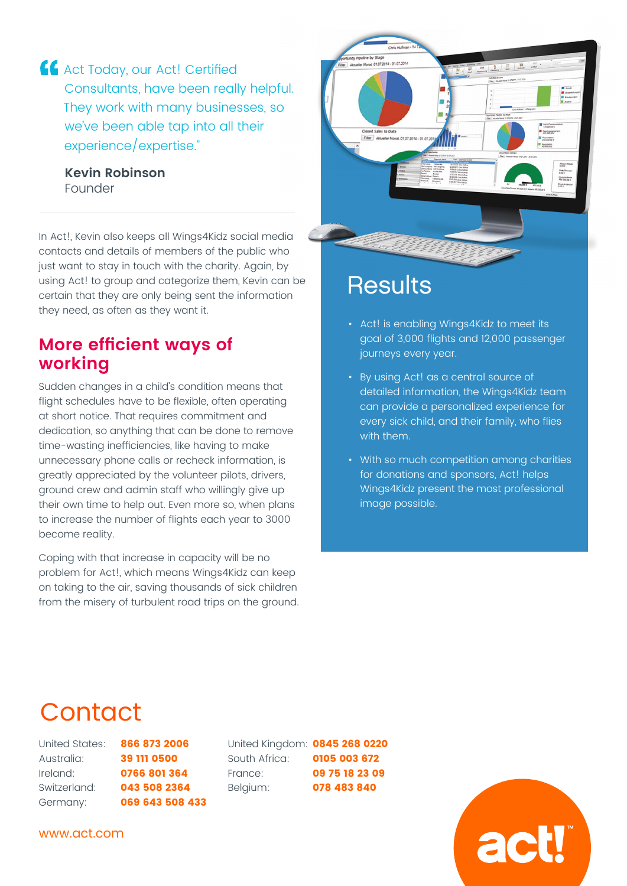> Act Today, our Act! Certified Consultants, have been really helpful. They work with many businesses, so we've been able tap into all their experience/expertise."

**Kevin Robinson**
Founder

In Act!, Kevin also keeps all Wings4Kidz social media contacts and details of members of the public who just want to stay in touch with the charity. Again, by using Act! to group and categorize them, Kevin can be certain that they are only being sent the information they need, as often as they want it.

## More efficient ways of working

Sudden changes in a child's condition means that flight schedules have to be flexible, often operating at short notice. That requires commitment and dedication, so anything that can be done to remove time-wasting inefficiencies, like having to make unnecessary phone calls or recheck information, is greatly appreciated by the volunteer pilots, drivers, ground crew and admin staff who willingly give up their own time to help out. Even more so, when plans to increase the number of flights each year to 3000 become reality.

Coping with that increase in capacity will be no problem for Act!, which means Wings4Kidz can keep on taking to the air, saving thousands of sick children from the misery of turbulent road trips on the ground.

## Results

- Act! is enabling Wings4Kidz to meet its goal of 3,000 flights and 12,000 passenger journeys every year.
- By using Act! as a central source of detailed information, the Wings4Kidz team can provide a personalized experience for every sick child, and their family, who flies with them.
- With so much competition among charities for donations and sponsors, Act! helps Wings4Kidz present the most professional image possible.

# Contact

| | | | |
|---|---|---|---|
| United States: | **866 873 2006** | United Kingdom: | **0845 268 0220** |
| Australia: | **39 111 0500** | South Africa: | **0105 003 672** |
| Ireland: | **0766 801 364** | France: | **09 75 18 23 09** |
| Switzerland: | **043 508 2364** | Belgium: | **078 483 840** |
| Germany: | **069 643 508 433** | | |

www.act.com

act!™